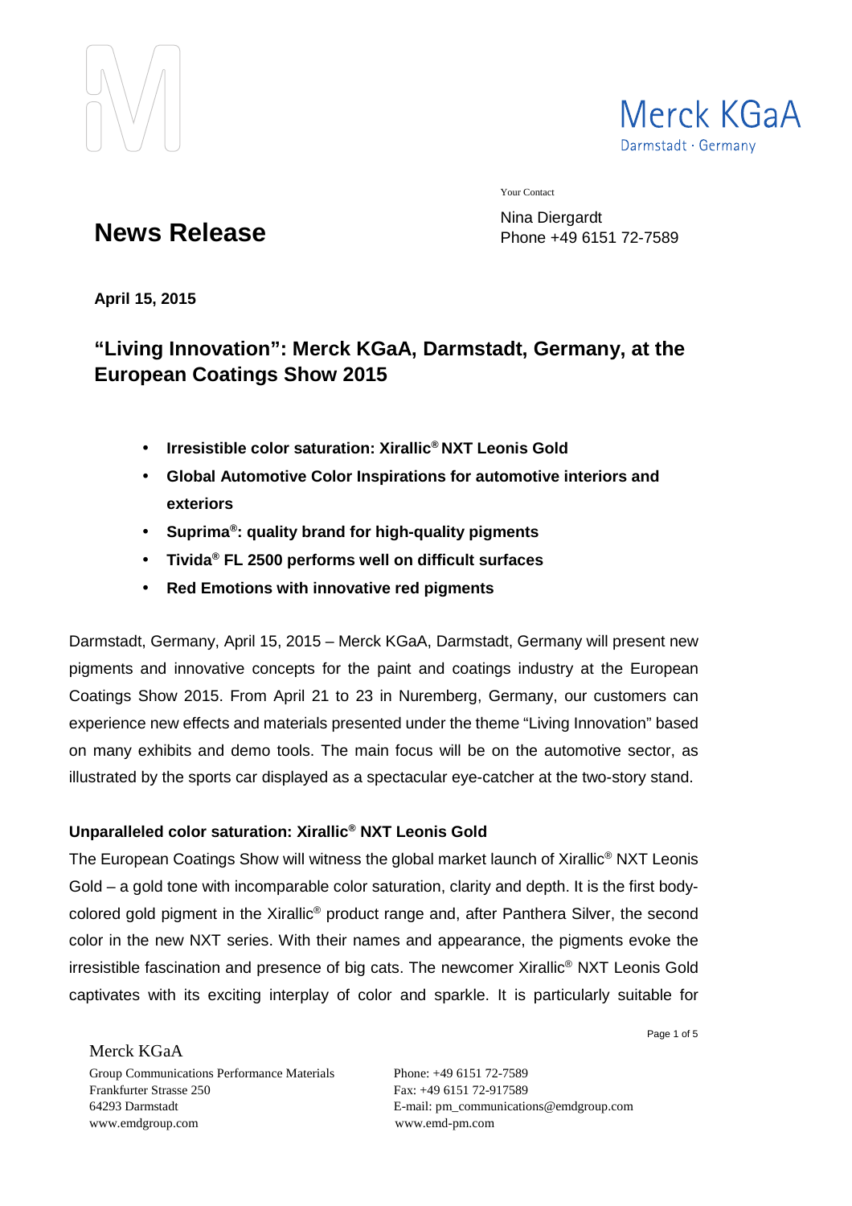Merck KGaA
Darmstadt · Germany

Your Contact

Nina Diergardt
Phone +49 6151 72-7589

# News Release

**April 15, 2015**

## "Living Innovation": Merck KGaA, Darmstadt, Germany, at the European Coatings Show 2015

- **Irresistible color saturation: Xirallic® NXT Leonis Gold**
- **Global Automotive Color Inspirations for automotive interiors and exteriors**
- **Suprima®: quality brand for high-quality pigments**
- **Tivida® FL 2500 performs well on difficult surfaces**
- **Red Emotions with innovative red pigments**

Darmstadt, Germany, April 15, 2015 – Merck KGaA, Darmstadt, Germany will present new pigments and innovative concepts for the paint and coatings industry at the European Coatings Show 2015. From April 21 to 23 in Nuremberg, Germany, our customers can experience new effects and materials presented under the theme "Living Innovation" based on many exhibits and demo tools. The main focus will be on the automotive sector, as illustrated by the sports car displayed as a spectacular eye-catcher at the two-story stand.

### Unparalleled color saturation: Xirallic® NXT Leonis Gold

The European Coatings Show will witness the global market launch of Xirallic® NXT Leonis Gold – a gold tone with incomparable color saturation, clarity and depth. It is the first body-colored gold pigment in the Xirallic® product range and, after Panthera Silver, the second color in the new NXT series. With their names and appearance, the pigments evoke the irresistible fascination and presence of big cats. The newcomer Xirallic® NXT Leonis Gold captivates with its exciting interplay of color and sparkle. It is particularly suitable for

Merck KGaA
Group Communications Performance Materials
Frankfurter Strasse 250
64293 Darmstadt
www.emdgroup.com

Phone: +49 6151 72-7589
Fax: +49 6151 72-917589
E-mail: pm_communications@emdgroup.com
www.emd-pm.com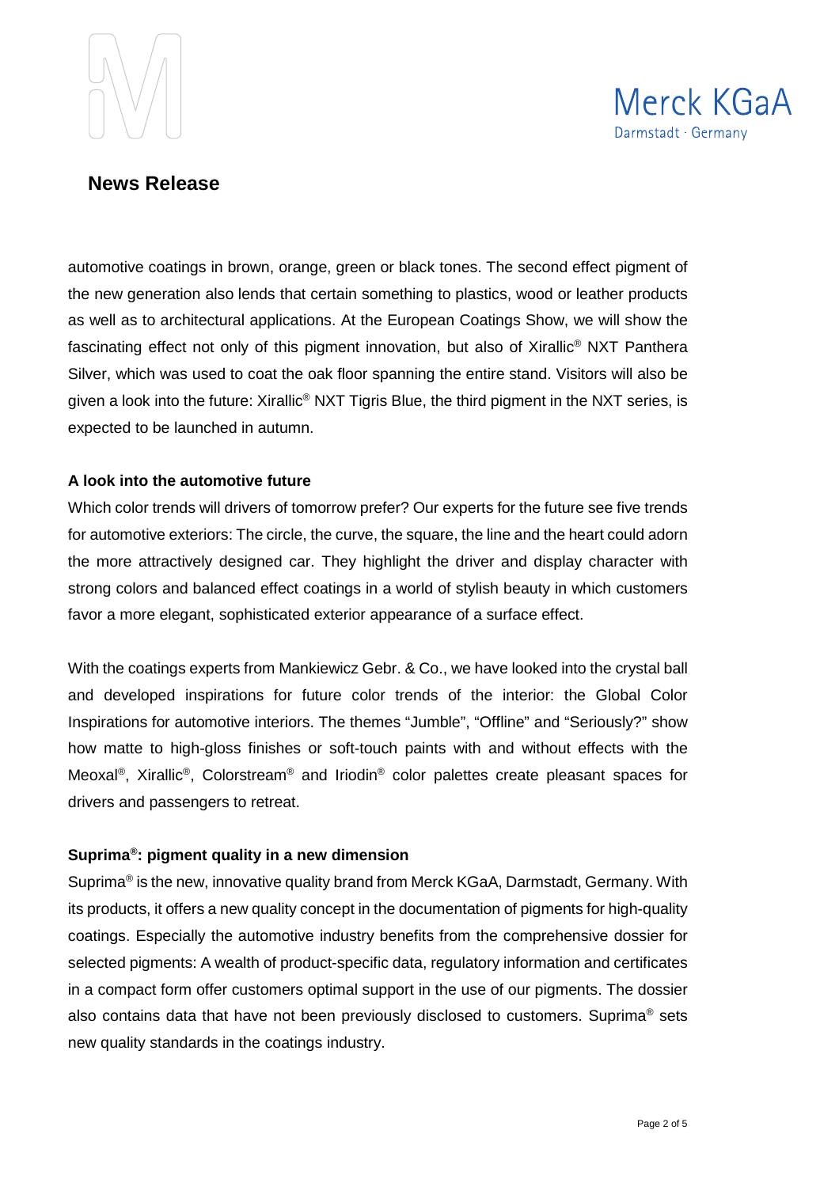automotive coatings in brown, orange, green or black tones. The second effect pigment of the new generation also lends that certain something to plastics, wood or leather products as well as to architectural applications. At the European Coatings Show, we will show the fascinating effect not only of this pigment innovation, but also of Xirallic® NXT Panthera Silver, which was used to coat the oak floor spanning the entire stand. Visitors will also be given a look into the future: Xirallic® NXT Tigris Blue, the third pigment in the NXT series, is expected to be launched in autumn.

**A look into the automotive future**

Which color trends will drivers of tomorrow prefer? Our experts for the future see five trends for automotive exteriors: The circle, the curve, the square, the line and the heart could adorn the more attractively designed car. They highlight the driver and display character with strong colors and balanced effect coatings in a world of stylish beauty in which customers favor a more elegant, sophisticated exterior appearance of a surface effect.

With the coatings experts from Mankiewicz Gebr. & Co., we have looked into the crystal ball and developed inspirations for future color trends of the interior: the Global Color Inspirations for automotive interiors. The themes “Jumble”, “Offline” and “Seriously?” show how matte to high-gloss finishes or soft-touch paints with and without effects with the Meoxal®, Xirallic®, Colorstream® and Iriodin® color palettes create pleasant spaces for drivers and passengers to retreat.

**Suprima®: pigment quality in a new dimension**

Suprima® is the new, innovative quality brand from Merck KGaA, Darmstadt, Germany. With its products, it offers a new quality concept in the documentation of pigments for high-quality coatings. Especially the automotive industry benefits from the comprehensive dossier for selected pigments: A wealth of product-specific data, regulatory information and certificates in a compact form offer customers optimal support in the use of our pigments. The dossier also contains data that have not been previously disclosed to customers. Suprima® sets new quality standards in the coatings industry.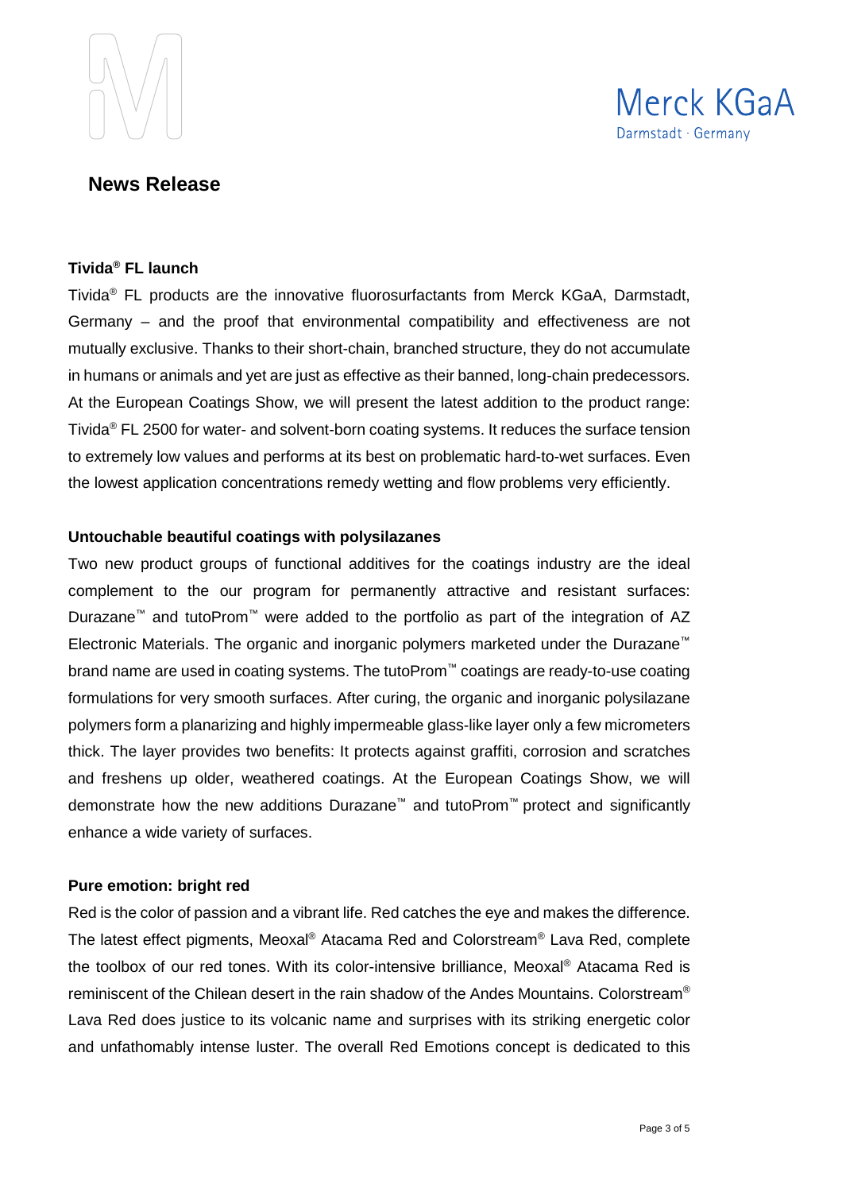## News Release

**Tivida® FL launch**

Tivida® FL products are the innovative fluorosurfactants from Merck KGaA, Darmstadt, Germany – and the proof that environmental compatibility and effectiveness are not mutually exclusive. Thanks to their short-chain, branched structure, they do not accumulate in humans or animals and yet are just as effective as their banned, long-chain predecessors. At the European Coatings Show, we will present the latest addition to the product range: Tivida® FL 2500 for water- and solvent-born coating systems. It reduces the surface tension to extremely low values and performs at its best on problematic hard-to-wet surfaces. Even the lowest application concentrations remedy wetting and flow problems very efficiently.

**Untouchable beautiful coatings with polysilazanes**

Two new product groups of functional additives for the coatings industry are the ideal complement to the our program for permanently attractive and resistant surfaces: Durazane™ and tutoProm™ were added to the portfolio as part of the integration of AZ Electronic Materials. The organic and inorganic polymers marketed under the Durazane™ brand name are used in coating systems. The tutoProm™ coatings are ready-to-use coating formulations for very smooth surfaces. After curing, the organic and inorganic polysilazane polymers form a planarizing and highly impermeable glass-like layer only a few micrometers thick. The layer provides two benefits: It protects against graffiti, corrosion and scratches and freshens up older, weathered coatings. At the European Coatings Show, we will demonstrate how the new additions Durazane™ and tutoProm™ protect and significantly enhance a wide variety of surfaces.

**Pure emotion: bright red**

Red is the color of passion and a vibrant life. Red catches the eye and makes the difference. The latest effect pigments, Meoxal® Atacama Red and Colorstream® Lava Red, complete the toolbox of our red tones. With its color-intensive brilliance, Meoxal® Atacama Red is reminiscent of the Chilean desert in the rain shadow of the Andes Mountains. Colorstream® Lava Red does justice to its volcanic name and surprises with its striking energetic color and unfathomably intense luster. The overall Red Emotions concept is dedicated to this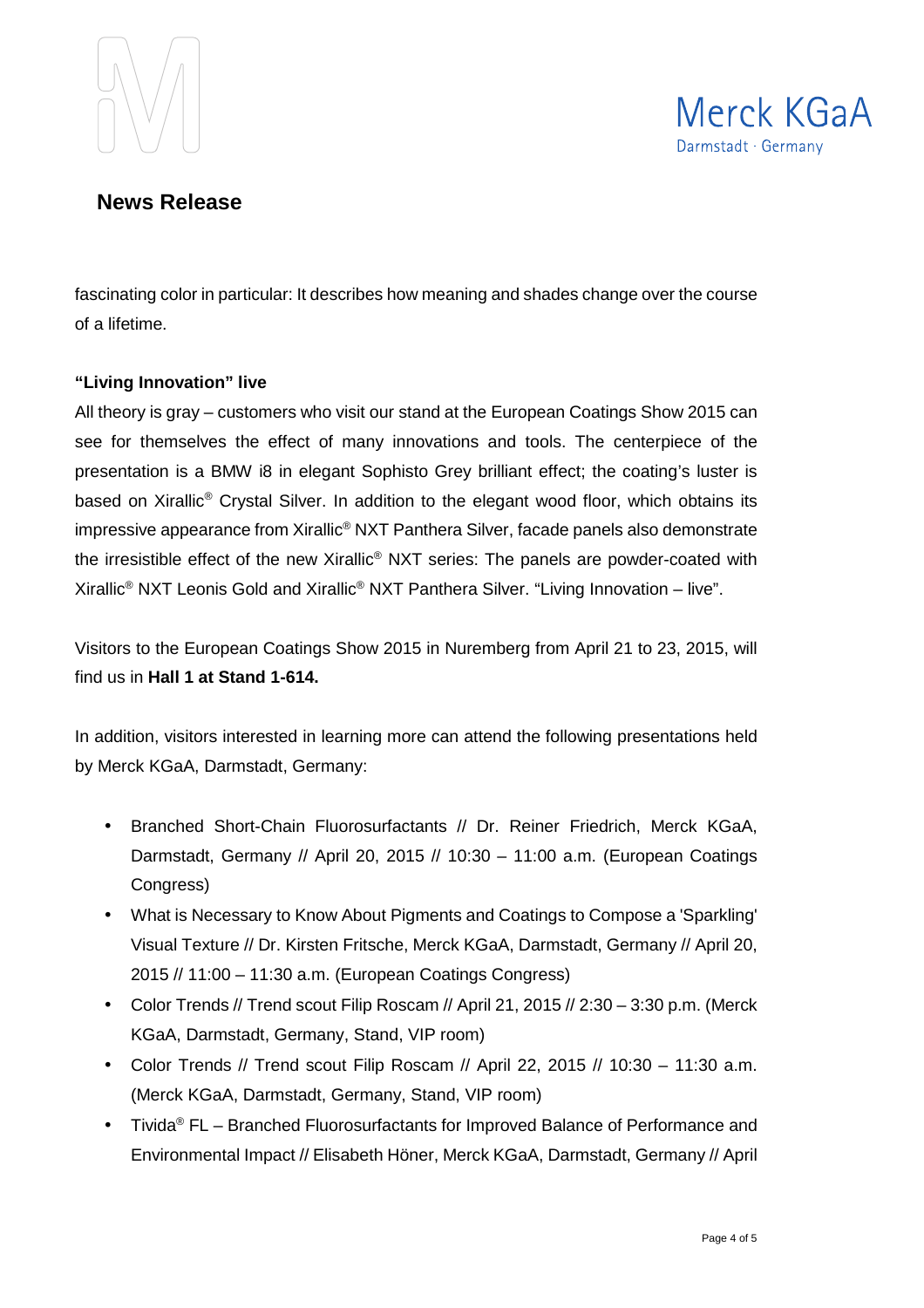fascinating color in particular: It describes how meaning and shades change over the course of a lifetime.

**"Living Innovation" live**

All theory is gray – customers who visit our stand at the European Coatings Show 2015 can see for themselves the effect of many innovations and tools. The centerpiece of the presentation is a BMW i8 in elegant Sophisto Grey brilliant effect; the coating's luster is based on Xirallic® Crystal Silver. In addition to the elegant wood floor, which obtains its impressive appearance from Xirallic® NXT Panthera Silver, facade panels also demonstrate the irresistible effect of the new Xirallic® NXT series: The panels are powder-coated with Xirallic® NXT Leonis Gold and Xirallic® NXT Panthera Silver. "Living Innovation – live".

Visitors to the European Coatings Show 2015 in Nuremberg from April 21 to 23, 2015, will find us in **Hall 1 at Stand 1-614.**

In addition, visitors interested in learning more can attend the following presentations held by Merck KGaA, Darmstadt, Germany:

- Branched Short-Chain Fluorosurfactants // Dr. Reiner Friedrich, Merck KGaA, Darmstadt, Germany // April 20, 2015 // 10:30 – 11:00 a.m. (European Coatings Congress)
- What is Necessary to Know About Pigments and Coatings to Compose a 'Sparkling' Visual Texture // Dr. Kirsten Fritsche, Merck KGaA, Darmstadt, Germany // April 20, 2015 // 11:00 – 11:30 a.m. (European Coatings Congress)
- Color Trends // Trend scout Filip Roscam // April 21, 2015 // 2:30 – 3:30 p.m. (Merck KGaA, Darmstadt, Germany, Stand, VIP room)
- Color Trends // Trend scout Filip Roscam // April 22, 2015 // 10:30 – 11:30 a.m. (Merck KGaA, Darmstadt, Germany, Stand, VIP room)
- Tivida® FL – Branched Fluorosurfactants for Improved Balance of Performance and Environmental Impact // Elisabeth Höner, Merck KGaA, Darmstadt, Germany // April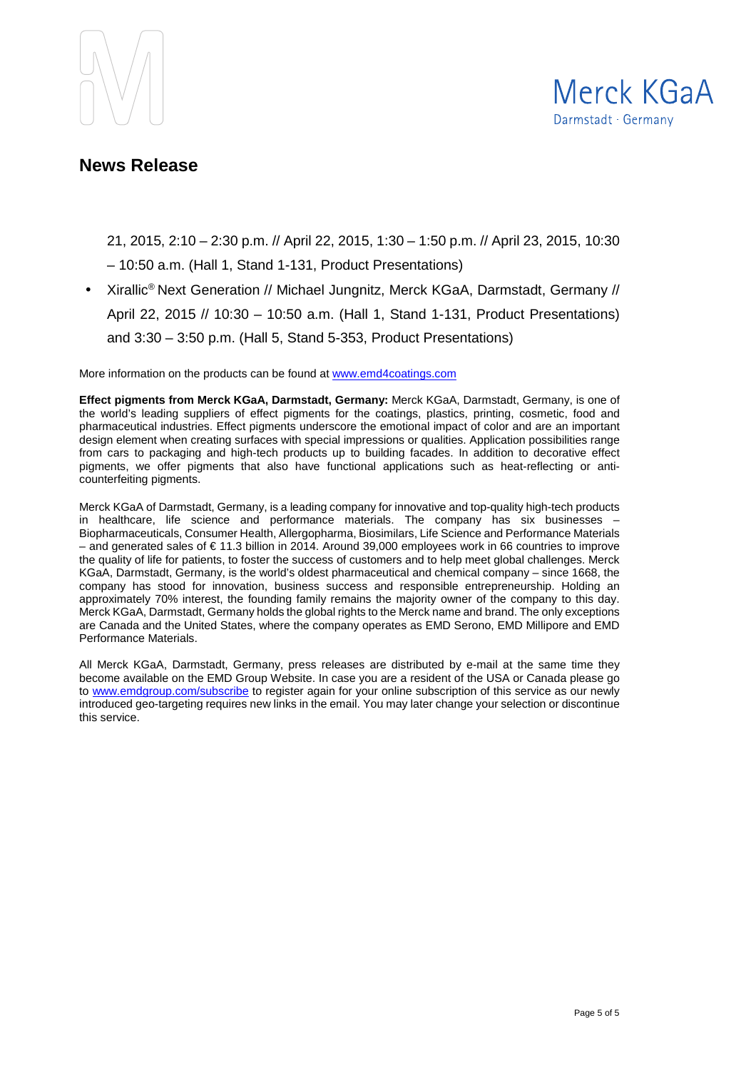21, 2015, 2:10 – 2:30 p.m. // April 22, 2015, 1:30 – 1:50 p.m. // April 23, 2015, 10:30 – 10:50 a.m. (Hall 1, Stand 1-131, Product Presentations)

- Xirallic® Next Generation // Michael Jungnitz, Merck KGaA, Darmstadt, Germany // April 22, 2015 // 10:30 – 10:50 a.m. (Hall 1, Stand 1-131, Product Presentations) and 3:30 – 3:50 p.m. (Hall 5, Stand 5-353, Product Presentations)

More information on the products can be found at www.emd4coatings.com

**Effect pigments from Merck KGaA, Darmstadt, Germany:** Merck KGaA, Darmstadt, Germany, is one of the world's leading suppliers of effect pigments for the coatings, plastics, printing, cosmetic, food and pharmaceutical industries. Effect pigments underscore the emotional impact of color and are an important design element when creating surfaces with special impressions or qualities. Application possibilities range from cars to packaging and high-tech products up to building facades. In addition to decorative effect pigments, we offer pigments that also have functional applications such as heat-reflecting or anti-counterfeiting pigments.

Merck KGaA of Darmstadt, Germany, is a leading company for innovative and top-quality high-tech products in healthcare, life science and performance materials. The company has six businesses – Biopharmaceuticals, Consumer Health, Allergopharma, Biosimilars, Life Science and Performance Materials – and generated sales of € 11.3 billion in 2014. Around 39,000 employees work in 66 countries to improve the quality of life for patients, to foster the success of customers and to help meet global challenges. Merck KGaA, Darmstadt, Germany, is the world's oldest pharmaceutical and chemical company – since 1668, the company has stood for innovation, business success and responsible entrepreneurship. Holding an approximately 70% interest, the founding family remains the majority owner of the company to this day. Merck KGaA, Darmstadt, Germany holds the global rights to the Merck name and brand. The only exceptions are Canada and the United States, where the company operates as EMD Serono, EMD Millipore and EMD Performance Materials.

All Merck KGaA, Darmstadt, Germany, press releases are distributed by e-mail at the same time they become available on the EMD Group Website. In case you are a resident of the USA or Canada please go to www.emdgroup.com/subscribe to register again for your online subscription of this service as our newly introduced geo-targeting requires new links in the email. You may later change your selection or discontinue this service.